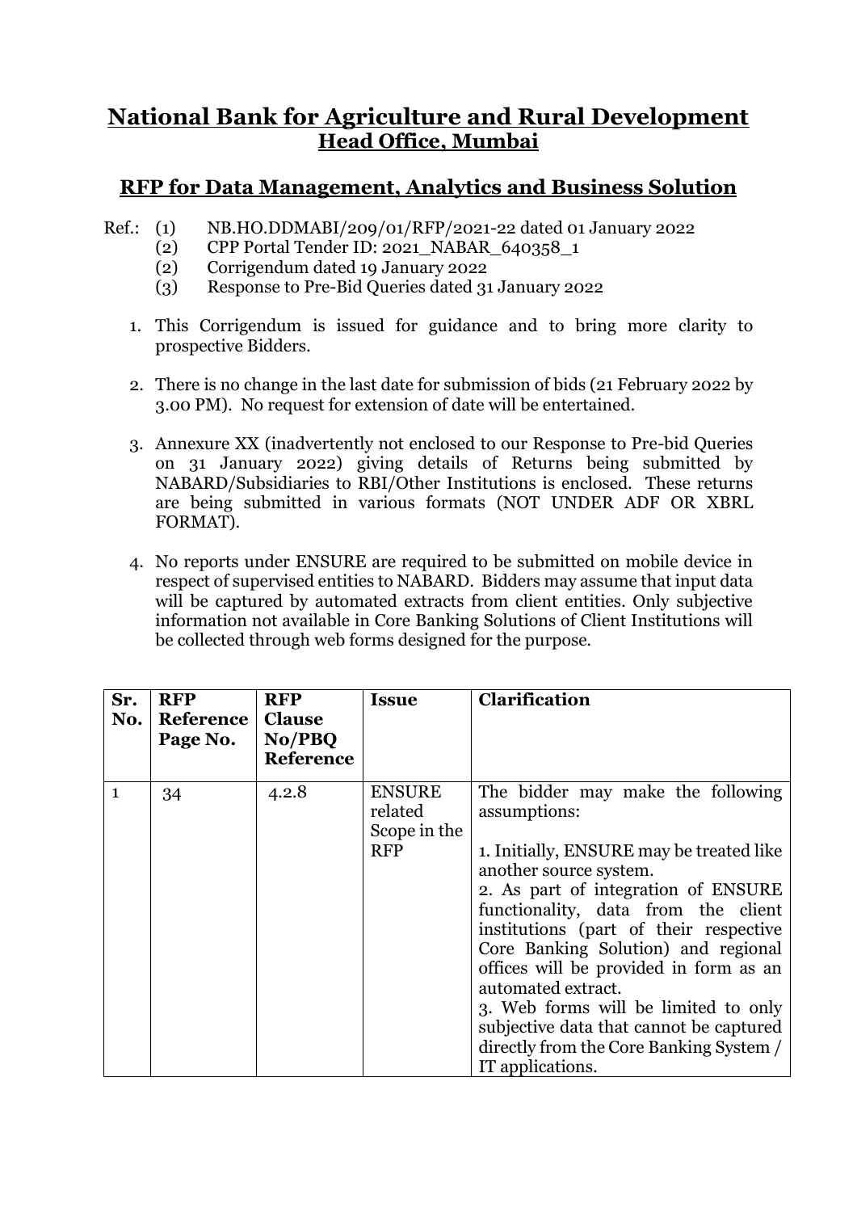# National Bank for Agriculture and Rural Development
## Head Office, Mumbai

## RFP for Data Management, Analytics and Business Solution

Ref.: (1) NB.HO.DDMABI/209/01/RFP/2021-22 dated 01 January 2022
(2) CPP Portal Tender ID: 2021_NABAR_640358_1
(2) Corrigendum dated 19 January 2022
(3) Response to Pre-Bid Queries dated 31 January 2022

1. This Corrigendum is issued for guidance and to bring more clarity to prospective Bidders.

2. There is no change in the last date for submission of bids (21 February 2022 by 3.00 PM). No request for extension of date will be entertained.

3. Annexure XX (inadvertently not enclosed to our Response to Pre-bid Queries on 31 January 2022) giving details of Returns being submitted by NABARD/Subsidiaries to RBI/Other Institutions is enclosed. These returns are being submitted in various formats (NOT UNDER ADF OR XBRL FORMAT).

4. No reports under ENSURE are required to be submitted on mobile device in respect of supervised entities to NABARD. Bidders may assume that input data will be captured by automated extracts from client entities. Only subjective information not available in Core Banking Solutions of Client Institutions will be collected through web forms designed for the purpose.

| Sr. No. | RFP Reference Page No. | RFP Clause No/PBQ Reference | Issue | Clarification |
|---|---|---|---|---|
| 1 | 34 | 4.2.8 | ENSURE related Scope in the RFP | The bidder may make the following assumptions:<br><br>1. Initially, ENSURE may be treated like another source system.<br>2. As part of integration of ENSURE functionality, data from the client institutions (part of their respective Core Banking Solution) and regional offices will be provided in form as an automated extract.<br>3. Web forms will be limited to only subjective data that cannot be captured directly from the Core Banking System / IT applications. |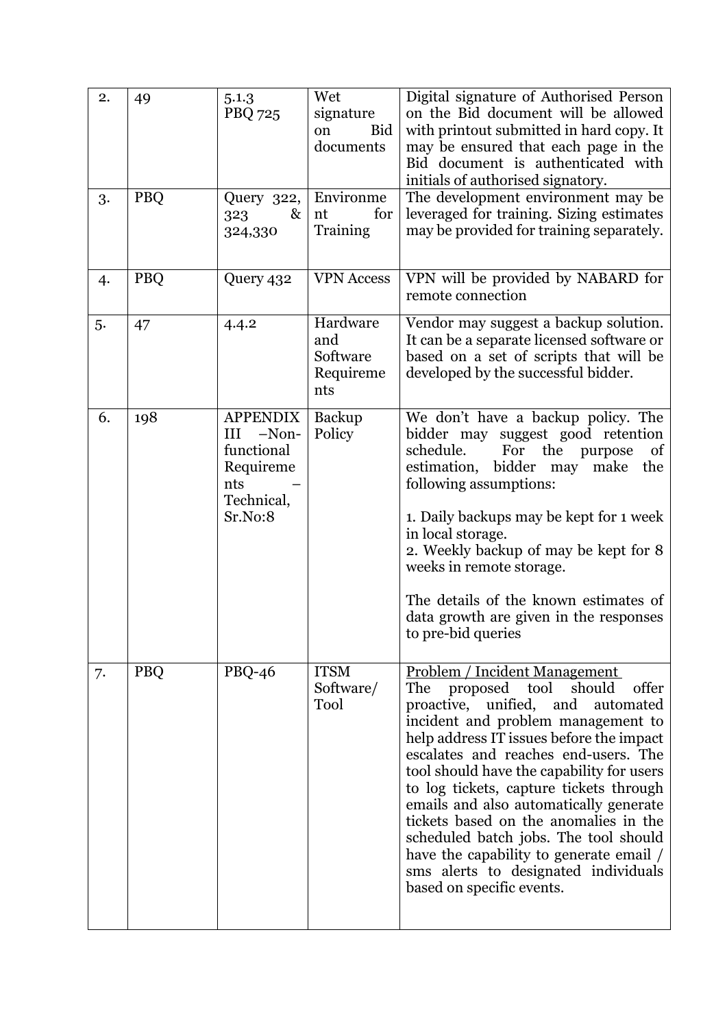| 2. | 49 | 5.1.3 PBQ 725 | Wet signature on Bid documents | Digital signature of Authorised Person on the Bid document will be allowed with printout submitted in hard copy. It may be ensured that each page in the Bid document is authenticated with initials of authorised signatory. |
|---|---|---|---|---|
| 3. | PBQ | Query 322, 323 & 324,330 | Environment for Training | The development environment may be leveraged for training. Sizing estimates may be provided for training separately. |
| 4. | PBQ | Query 432 | VPN Access | VPN will be provided by NABARD for remote connection |
| 5. | 47 | 4.4.2 | Hardware and Software Requirements | Vendor may suggest a backup solution. It can be a separate licensed software or based on a set of scripts that will be developed by the successful bidder. |
| 6. | 198 | APPENDIX III –Non-functional Requirements – Technical, Sr.No:8 | Backup Policy | We don't have a backup policy. The bidder may suggest good retention schedule. For the purpose of estimation, bidder may make the following assumptions:<br><br>1. Daily backups may be kept for 1 week in local storage.<br>2. Weekly backup of may be kept for 8 weeks in remote storage.<br><br>The details of the known estimates of data growth are given in the responses to pre-bid queries |
| 7. | PBQ | PBQ-46 | ITSM Software/ Tool | <u>Problem / Incident Management</u><br>The proposed tool should offer proactive, unified, and automated incident and problem management to help address IT issues before the impact escalates and reaches end-users. The tool should have the capability for users to log tickets, capture tickets through emails and also automatically generate tickets based on the anomalies in the scheduled batch jobs. The tool should have the capability to generate email / sms alerts to designated individuals based on specific events. |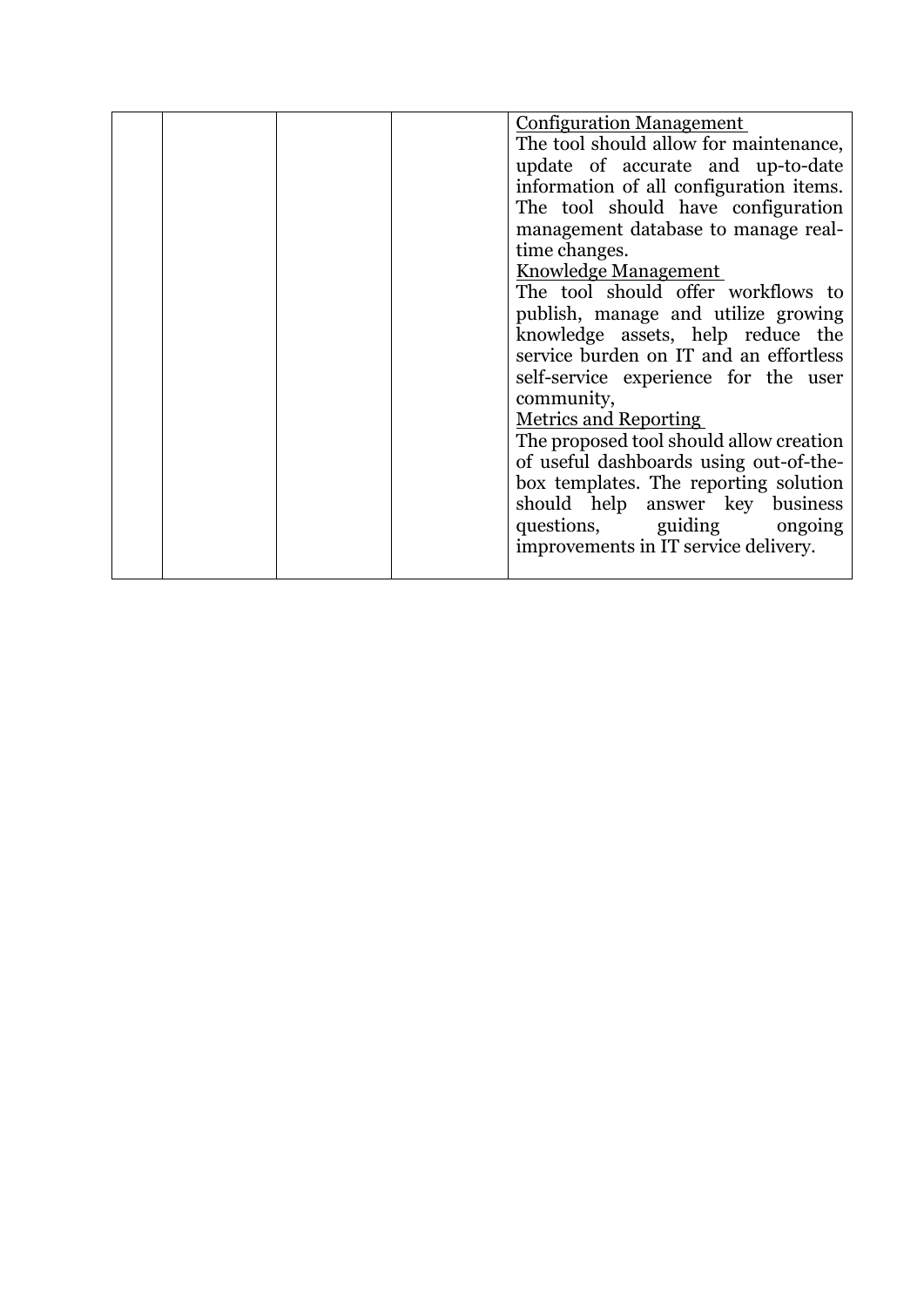| | | | | |
|---|---|---|---|---|
| | | | | <u>Configuration Management</u><br>The tool should allow for maintenance, update of accurate and up-to-date information of all configuration items. The tool should have configuration management database to manage real-time changes.<br><u>Knowledge Management</u><br>The tool should offer workflows to publish, manage and utilize growing knowledge assets, help reduce the service burden on IT and an effortless self-service experience for the user community,<br><u>Metrics and Reporting</u><br>The proposed tool should allow creation of useful dashboards using out-of-the-box templates. The reporting solution should help answer key business questions, guiding ongoing improvements in IT service delivery. |